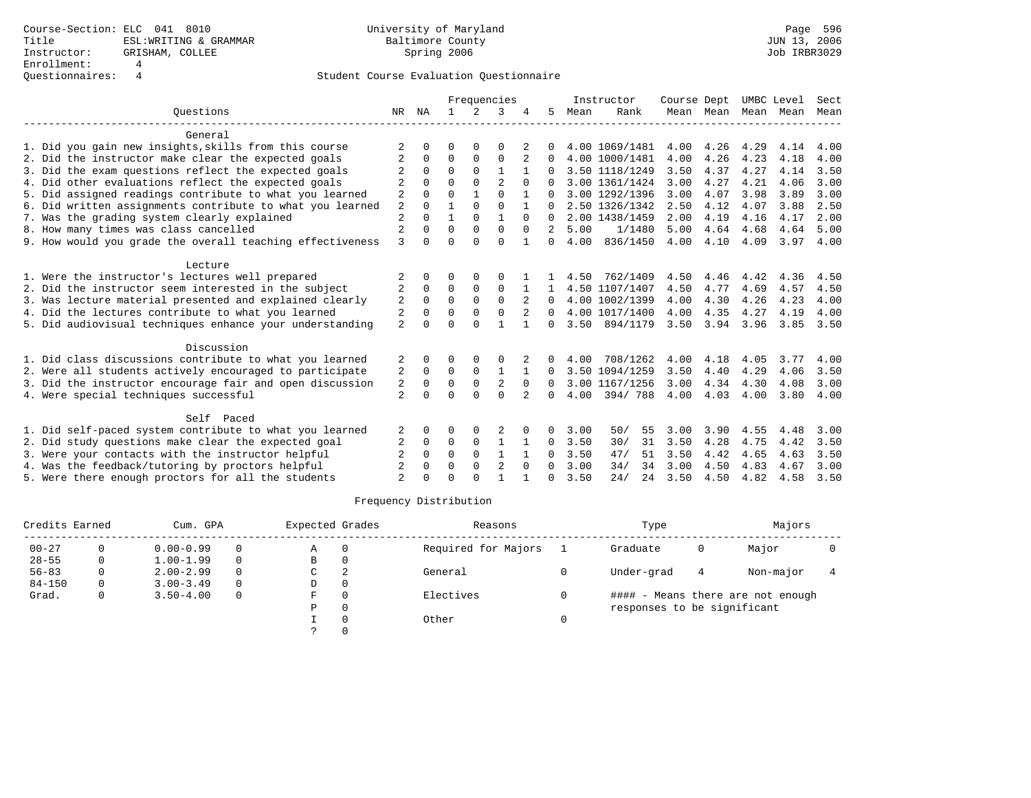Course-Section: ELC 041 8010
Title: ESL:WRITING & GRAMMAR
Instructor: GRISHAM, COLLEE
Enrollment: 4
Questionnaires: 4

University of Maryland
Baltimore County
Spring 2006

JUN 13, 2006
Job IRBR3029

## Student Course Evaluation Questionnaire

| Questions | NR | NA | 1 | 2 | 3 | 4 | 5 | Instructor Mean | Rank | Course Mean | Dept Mean | UMBC Level Mean | Level Mean | Sect Mean |
|---|---|---|---|---|---|---|---|---|---|---|---|---|---|---|
| **General** | | | | | | | | | | | | | | |
| 1. Did you gain new insights,skills from this course | 2 | 0 | 0 | 0 | 0 | 2 | 0 | 4.00 | 1069/1481 | 4.00 | 4.26 | 4.29 | 4.14 | 4.00 |
| 2. Did the instructor make clear the expected goals | 2 | 0 | 0 | 0 | 0 | 2 | 0 | 4.00 | 1000/1481 | 4.00 | 4.26 | 4.23 | 4.18 | 4.00 |
| 3. Did the exam questions reflect the expected goals | 2 | 0 | 0 | 0 | 1 | 1 | 0 | 3.50 | 1118/1249 | 3.50 | 4.37 | 4.27 | 4.14 | 3.50 |
| 4. Did other evaluations reflect the expected goals | 2 | 0 | 0 | 0 | 2 | 0 | 0 | 3.00 | 1361/1424 | 3.00 | 4.27 | 4.21 | 4.06 | 3.00 |
| 5. Did assigned readings contribute to what you learned | 2 | 0 | 0 | 1 | 0 | 1 | 0 | 3.00 | 1292/1396 | 3.00 | 4.07 | 3.98 | 3.89 | 3.00 |
| 6. Did written assignments contribute to what you learned | 2 | 0 | 1 | 0 | 0 | 1 | 0 | 2.50 | 1326/1342 | 2.50 | 4.12 | 4.07 | 3.88 | 2.50 |
| 7. Was the grading system clearly explained | 2 | 0 | 1 | 0 | 1 | 0 | 0 | 2.00 | 1438/1459 | 2.00 | 4.19 | 4.16 | 4.17 | 2.00 |
| 8. How many times was class cancelled | 2 | 0 | 0 | 0 | 0 | 0 | 2 | 5.00 | 1/1480 | 5.00 | 4.64 | 4.68 | 4.64 | 5.00 |
| 9. How would you grade the overall teaching effectiveness | 3 | 0 | 0 | 0 | 0 | 1 | 0 | 4.00 | 836/1450 | 4.00 | 4.10 | 4.09 | 3.97 | 4.00 |
| **Lecture** | | | | | | | | | | | | | | |
| 1. Were the instructor's lectures well prepared | 2 | 0 | 0 | 0 | 0 | 1 | 1 | 4.50 | 762/1409 | 4.50 | 4.46 | 4.42 | 4.36 | 4.50 |
| 2. Did the instructor seem interested in the subject | 2 | 0 | 0 | 0 | 0 | 1 | 1 | 4.50 | 1107/1407 | 4.50 | 4.77 | 4.69 | 4.57 | 4.50 |
| 3. Was lecture material presented and explained clearly | 2 | 0 | 0 | 0 | 0 | 2 | 0 | 4.00 | 1002/1399 | 4.00 | 4.30 | 4.26 | 4.23 | 4.00 |
| 4. Did the lectures contribute to what you learned | 2 | 0 | 0 | 0 | 0 | 2 | 0 | 4.00 | 1017/1400 | 4.00 | 4.35 | 4.27 | 4.19 | 4.00 |
| 5. Did audiovisual techniques enhance your understanding | 2 | 0 | 0 | 0 | 1 | 1 | 0 | 3.50 | 894/1179 | 3.50 | 3.94 | 3.96 | 3.85 | 3.50 |
| **Discussion** | | | | | | | | | | | | | | |
| 1. Did class discussions contribute to what you learned | 2 | 0 | 0 | 0 | 0 | 2 | 0 | 4.00 | 708/1262 | 4.00 | 4.18 | 4.05 | 3.77 | 4.00 |
| 2. Were all students actively encouraged to participate | 2 | 0 | 0 | 0 | 1 | 1 | 0 | 3.50 | 1094/1259 | 3.50 | 4.40 | 4.29 | 4.06 | 3.50 |
| 3. Did the instructor encourage fair and open discussion | 2 | 0 | 0 | 0 | 2 | 0 | 0 | 3.00 | 1167/1256 | 3.00 | 4.34 | 4.30 | 4.08 | 3.00 |
| 4. Were special techniques successful | 2 | 0 | 0 | 0 | 0 | 2 | 0 | 4.00 | 394/ 788 | 4.00 | 4.03 | 4.00 | 3.80 | 4.00 |
| **Self Paced** | | | | | | | | | | | | | | |
| 1. Did self-paced system contribute to what you learned | 2 | 0 | 0 | 0 | 2 | 0 | 0 | 3.00 | 50/ 55 | 3.00 | 3.90 | 4.55 | 4.48 | 3.00 |
| 2. Did study questions make clear the expected goal | 2 | 0 | 0 | 0 | 1 | 1 | 0 | 3.50 | 30/ 31 | 3.50 | 4.28 | 4.75 | 4.42 | 3.50 |
| 3. Were your contacts with the instructor helpful | 2 | 0 | 0 | 0 | 1 | 1 | 0 | 3.50 | 47/ 51 | 3.50 | 4.42 | 4.65 | 4.63 | 3.50 |
| 4. Was the feedback/tutoring by proctors helpful | 2 | 0 | 0 | 0 | 2 | 0 | 0 | 3.00 | 34/ 34 | 3.00 | 4.50 | 4.83 | 4.67 | 3.00 |
| 5. Were there enough proctors for all the students | 2 | 0 | 0 | 0 | 1 | 1 | 0 | 3.50 | 24/ 24 | 3.50 | 4.50 | 4.82 | 4.58 | 3.50 |

## Frequency Distribution

| Credits Earned | | Cum. GPA | | Expected Grades | | Reasons | | Type | | Majors | |
|---|---|---|---|---|---|---|---|---|---|---|---|
| 00-27 | 0 | 0.00-0.99 | 0 | A | 0 | Required for Majors | 1 | Graduate | 0 | Major | 0 |
| 28-55 | 0 | 1.00-1.99 | 0 | B | 0 | | | | | | |
| 56-83 | 0 | 2.00-2.99 | 0 | C | 2 | General | 0 | Under-grad | 4 | Non-major | 4 |
| 84-150 | 0 | 3.00-3.49 | 0 | D | 0 | | | | | | |
| Grad. | 0 | 3.50-4.00 | 0 | F | 0 | Electives | 0 | #### - Means there are not enough responses to be significant | | | |
| | | | | P | 0 | | | | | | |
| | | | | I | 0 | Other | 0 | | | | |
| | | | | ? | 0 | | | | | | |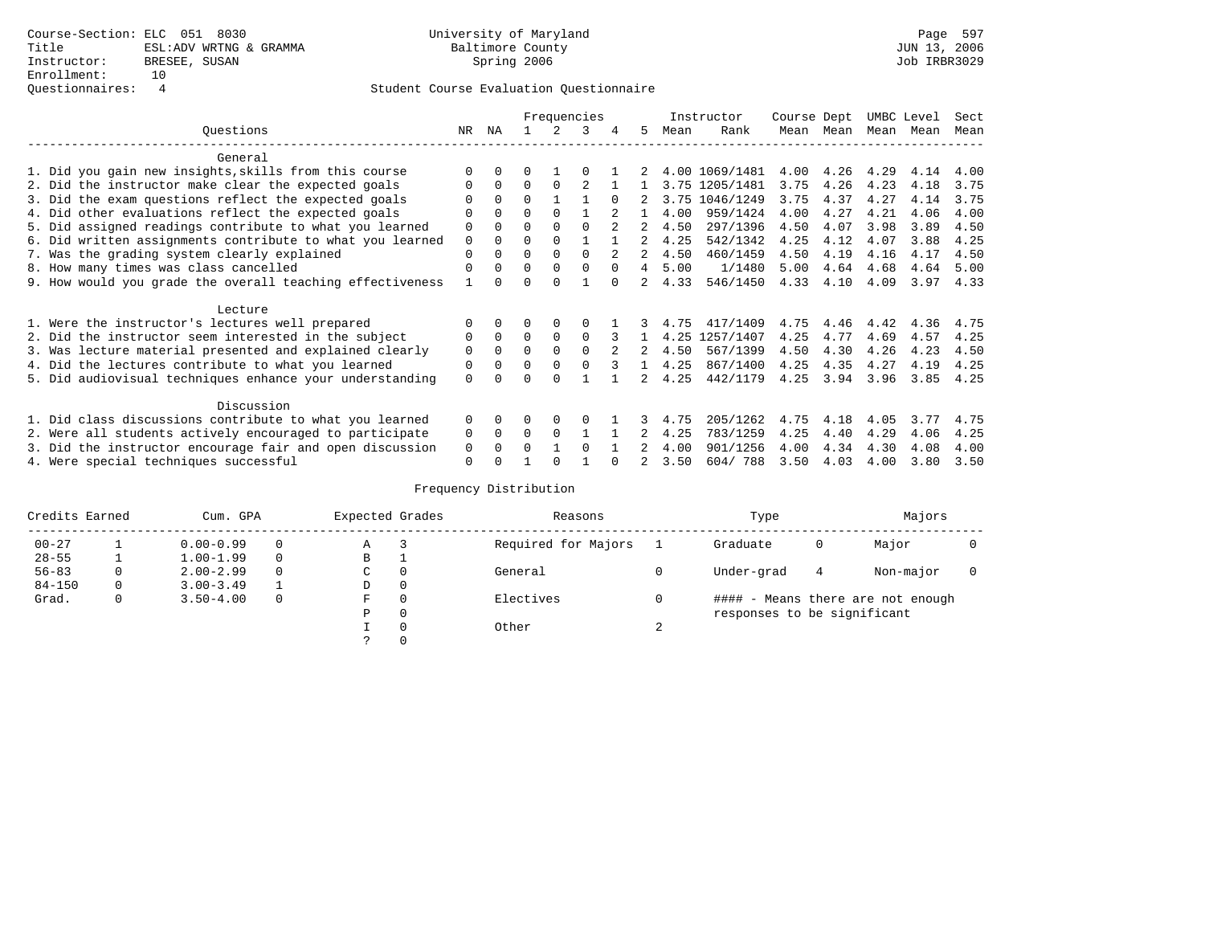Course-Section: ELC 051 8030
Title: ESL:ADV WRTNG & GRAMMA
Instructor: BRESEE, SUSAN
Enrollment: 10
Questionnaires: 4

University of Maryland
Baltimore County
Spring 2006

JUN 13, 2006
Job IRBR3029

## Student Course Evaluation Questionnaire

| Questions | NR | NA | 1 | 2 | 3 | 4 | 5 | Instructor Mean | Rank | Course Mean | Dept Mean | UMBC Mean | Level Mean | Sect Mean |
|---|---|---|---|---|---|---|---|---|---|---|---|---|---|---|
| **General** | | | | | | | | | | | | | | |
| 1. Did you gain new insights,skills from this course | 0 | 0 | 0 | 1 | 0 | 1 | 2 | 4.00 | 1069/1481 | 4.00 | 4.26 | 4.29 | 4.14 | 4.00 |
| 2. Did the instructor make clear the expected goals | 0 | 0 | 0 | 0 | 2 | 1 | 1 | 3.75 | 1205/1481 | 3.75 | 4.26 | 4.23 | 4.18 | 3.75 |
| 3. Did the exam questions reflect the expected goals | 0 | 0 | 0 | 1 | 1 | 0 | 2 | 3.75 | 1046/1249 | 3.75 | 4.37 | 4.27 | 4.14 | 3.75 |
| 4. Did other evaluations reflect the expected goals | 0 | 0 | 0 | 0 | 1 | 2 | 1 | 4.00 | 959/1424 | 4.00 | 4.27 | 4.21 | 4.06 | 4.00 |
| 5. Did assigned readings contribute to what you learned | 0 | 0 | 0 | 0 | 0 | 2 | 2 | 4.50 | 297/1396 | 4.50 | 4.07 | 3.98 | 3.89 | 4.50 |
| 6. Did written assignments contribute to what you learned | 0 | 0 | 0 | 0 | 1 | 1 | 2 | 4.25 | 542/1342 | 4.25 | 4.12 | 4.07 | 3.88 | 4.25 |
| 7. Was the grading system clearly explained | 0 | 0 | 0 | 0 | 0 | 2 | 2 | 4.50 | 460/1459 | 4.50 | 4.19 | 4.16 | 4.17 | 4.50 |
| 8. How many times was class cancelled | 0 | 0 | 0 | 0 | 0 | 0 | 4 | 5.00 | 1/1480 | 5.00 | 4.64 | 4.68 | 4.64 | 5.00 |
| 9. How would you grade the overall teaching effectiveness | 1 | 0 | 0 | 0 | 1 | 0 | 2 | 4.33 | 546/1450 | 4.33 | 4.10 | 4.09 | 3.97 | 4.33 |
| **Lecture** | | | | | | | | | | | | | | |
| 1. Were the instructor's lectures well prepared | 0 | 0 | 0 | 0 | 0 | 1 | 3 | 4.75 | 417/1409 | 4.75 | 4.46 | 4.42 | 4.36 | 4.75 |
| 2. Did the instructor seem interested in the subject | 0 | 0 | 0 | 0 | 0 | 3 | 1 | 4.25 | 1257/1407 | 4.25 | 4.77 | 4.69 | 4.57 | 4.25 |
| 3. Was lecture material presented and explained clearly | 0 | 0 | 0 | 0 | 0 | 2 | 2 | 4.50 | 567/1399 | 4.50 | 4.30 | 4.26 | 4.23 | 4.50 |
| 4. Did the lectures contribute to what you learned | 0 | 0 | 0 | 0 | 0 | 3 | 1 | 4.25 | 867/1400 | 4.25 | 4.35 | 4.27 | 4.19 | 4.25 |
| 5. Did audiovisual techniques enhance your understanding | 0 | 0 | 0 | 0 | 1 | 1 | 2 | 4.25 | 442/1179 | 4.25 | 3.94 | 3.96 | 3.85 | 4.25 |
| **Discussion** | | | | | | | | | | | | | | |
| 1. Did class discussions contribute to what you learned | 0 | 0 | 0 | 0 | 0 | 1 | 3 | 4.75 | 205/1262 | 4.75 | 4.18 | 4.05 | 3.77 | 4.75 |
| 2. Were all students actively encouraged to participate | 0 | 0 | 0 | 0 | 1 | 1 | 2 | 4.25 | 783/1259 | 4.25 | 4.40 | 4.29 | 4.06 | 4.25 |
| 3. Did the instructor encourage fair and open discussion | 0 | 0 | 0 | 1 | 0 | 1 | 2 | 4.00 | 901/1256 | 4.00 | 4.34 | 4.30 | 4.08 | 4.00 |
| 4. Were special techniques successful | 0 | 0 | 1 | 0 | 1 | 0 | 2 | 3.50 | 604/ 788 | 3.50 | 4.03 | 4.00 | 3.80 | 3.50 |

## Frequency Distribution

| Credits Earned | | Cum. GPA | | Expected Grades | | Reasons | | Type | | Majors | |
|---|---|---|---|---|---|---|---|---|---|---|---|
| 00-27 | 1 | 0.00-0.99 | 0 | A | 3 | Required for Majors | 1 | Graduate | 0 | Major | 0 |
| 28-55 | 1 | 1.00-1.99 | 0 | B | 1 | | | | | | |
| 56-83 | 0 | 2.00-2.99 | 0 | C | 0 | General | 0 | Under-grad | 4 | Non-major | 0 |
| 84-150 | 0 | 3.00-3.49 | 1 | D | 0 | | | | | | |
| Grad. | 0 | 3.50-4.00 | 0 | F | 0 | Electives | 0 | #### - Means there are not enough responses to be significant | | | |
| | | | | P | 0 | | | | | | |
| | | | | I | 0 | Other | 2 | | | | |
| | | | | ? | 0 | | | | | | |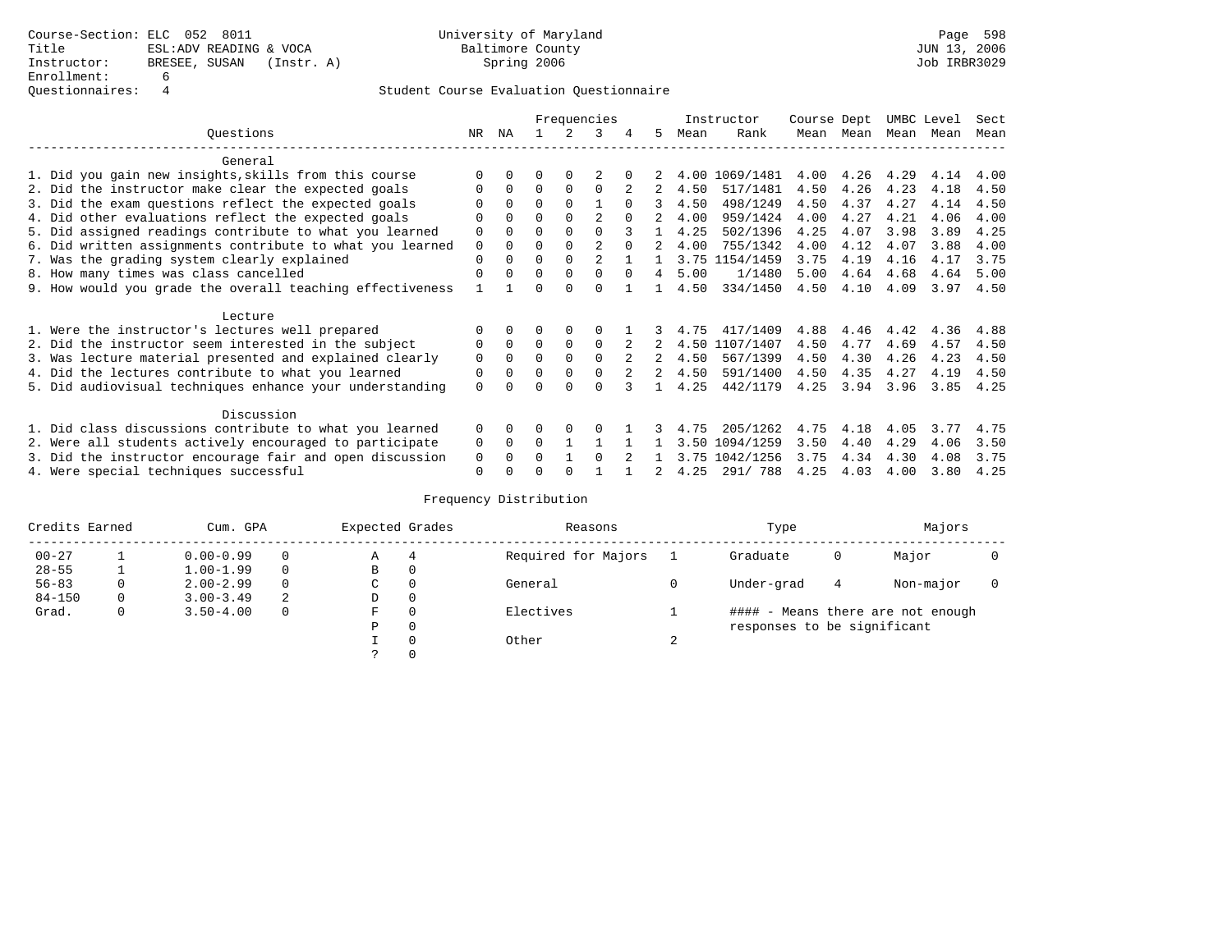Course-Section: ELC 052 8011
Title: ESL:ADV READING & VOCA
Instructor: BRESEE, SUSAN (Instr. A)
Enrollment: 6
Questionnaires: 4

University of Maryland
Baltimore County
Spring 2006

JUN 13, 2006
Job IRBR3029

## Student Course Evaluation Questionnaire

| Questions | NR | NA | 1 | 2 | 3 | 4 | 5 | Instructor Mean | Rank | Course Mean | Dept Mean | UMBC Mean | Level Mean | Sect Mean |
|---|---|---|---|---|---|---|---|---|---|---|---|---|---|---|
| **General** | | | | | | | | | | | | | | |
| 1. Did you gain new insights,skills from this course | 0 | 0 | 0 | 0 | 2 | 0 | 2 | 4.00 | 1069/1481 | 4.00 | 4.26 | 4.29 | 4.14 | 4.00 |
| 2. Did the instructor make clear the expected goals | 0 | 0 | 0 | 0 | 0 | 2 | 2 | 4.50 | 517/1481 | 4.50 | 4.26 | 4.23 | 4.18 | 4.50 |
| 3. Did the exam questions reflect the expected goals | 0 | 0 | 0 | 0 | 1 | 0 | 3 | 4.50 | 498/1249 | 4.50 | 4.37 | 4.27 | 4.14 | 4.50 |
| 4. Did other evaluations reflect the expected goals | 0 | 0 | 0 | 0 | 2 | 0 | 2 | 4.00 | 959/1424 | 4.00 | 4.27 | 4.21 | 4.06 | 4.00 |
| 5. Did assigned readings contribute to what you learned | 0 | 0 | 0 | 0 | 0 | 3 | 1 | 4.25 | 502/1396 | 4.25 | 4.07 | 3.98 | 3.89 | 4.25 |
| 6. Did written assignments contribute to what you learned | 0 | 0 | 0 | 0 | 2 | 0 | 2 | 4.00 | 755/1342 | 4.00 | 4.12 | 4.07 | 3.88 | 4.00 |
| 7. Was the grading system clearly explained | 0 | 0 | 0 | 0 | 2 | 1 | 1 | 3.75 | 1154/1459 | 3.75 | 4.19 | 4.16 | 4.17 | 3.75 |
| 8. How many times was class cancelled | 0 | 0 | 0 | 0 | 0 | 0 | 4 | 5.00 | 1/1480 | 5.00 | 4.64 | 4.68 | 4.64 | 5.00 |
| 9. How would you grade the overall teaching effectiveness | 1 | 1 | 0 | 0 | 0 | 1 | 1 | 4.50 | 334/1450 | 4.50 | 4.10 | 4.09 | 3.97 | 4.50 |
| **Lecture** | | | | | | | | | | | | | | |
| 1. Were the instructor's lectures well prepared | 0 | 0 | 0 | 0 | 0 | 1 | 3 | 4.75 | 417/1409 | 4.88 | 4.46 | 4.42 | 4.36 | 4.88 |
| 2. Did the instructor seem interested in the subject | 0 | 0 | 0 | 0 | 0 | 2 | 2 | 4.50 | 1107/1407 | 4.50 | 4.77 | 4.69 | 4.57 | 4.50 |
| 3. Was lecture material presented and explained clearly | 0 | 0 | 0 | 0 | 0 | 2 | 2 | 4.50 | 567/1399 | 4.50 | 4.30 | 4.26 | 4.23 | 4.50 |
| 4. Did the lectures contribute to what you learned | 0 | 0 | 0 | 0 | 0 | 2 | 2 | 4.50 | 591/1400 | 4.50 | 4.35 | 4.27 | 4.19 | 4.50 |
| 5. Did audiovisual techniques enhance your understanding | 0 | 0 | 0 | 0 | 0 | 3 | 1 | 4.25 | 442/1179 | 4.25 | 3.94 | 3.96 | 3.85 | 4.25 |
| **Discussion** | | | | | | | | | | | | | | |
| 1. Did class discussions contribute to what you learned | 0 | 0 | 0 | 0 | 0 | 1 | 3 | 4.75 | 205/1262 | 4.75 | 4.18 | 4.05 | 3.77 | 4.75 |
| 2. Were all students actively encouraged to participate | 0 | 0 | 0 | 1 | 1 | 1 | 1 | 3.50 | 1094/1259 | 3.50 | 4.40 | 4.29 | 4.06 | 3.50 |
| 3. Did the instructor encourage fair and open discussion | 0 | 0 | 0 | 1 | 0 | 2 | 1 | 3.75 | 1042/1256 | 3.75 | 4.34 | 4.30 | 4.08 | 3.75 |
| 4. Were special techniques successful | 0 | 0 | 0 | 0 | 1 | 1 | 2 | 4.25 | 291/ 788 | 4.25 | 4.03 | 4.00 | 3.80 | 4.25 |

## Frequency Distribution

| Credits Earned | | Cum. GPA | | Expected Grades | | Reasons | | Type | | Majors | |
|---|---|---|---|---|---|---|---|---|---|---|---|
| 00-27 | 1 | 0.00-0.99 | 0 | A | 4 | Required for Majors | 1 | Graduate | 0 | Major | 0 |
| 28-55 | 1 | 1.00-1.99 | 0 | B | 0 | | | | | | |
| 56-83 | 0 | 2.00-2.99 | 0 | C | 0 | General | 0 | Under-grad | 4 | Non-major | 0 |
| 84-150 | 0 | 3.00-3.49 | 2 | D | 0 | | | | | | |
| Grad. | 0 | 3.50-4.00 | 0 | F | 0 | Electives | 1 | | | | |
| | | | | P | 0 | | | | | | |
| | | | | I | 0 | Other | 2 | | | | |
| | | | | ? | 0 | | | | | | |

#### - Means there are not enough responses to be significant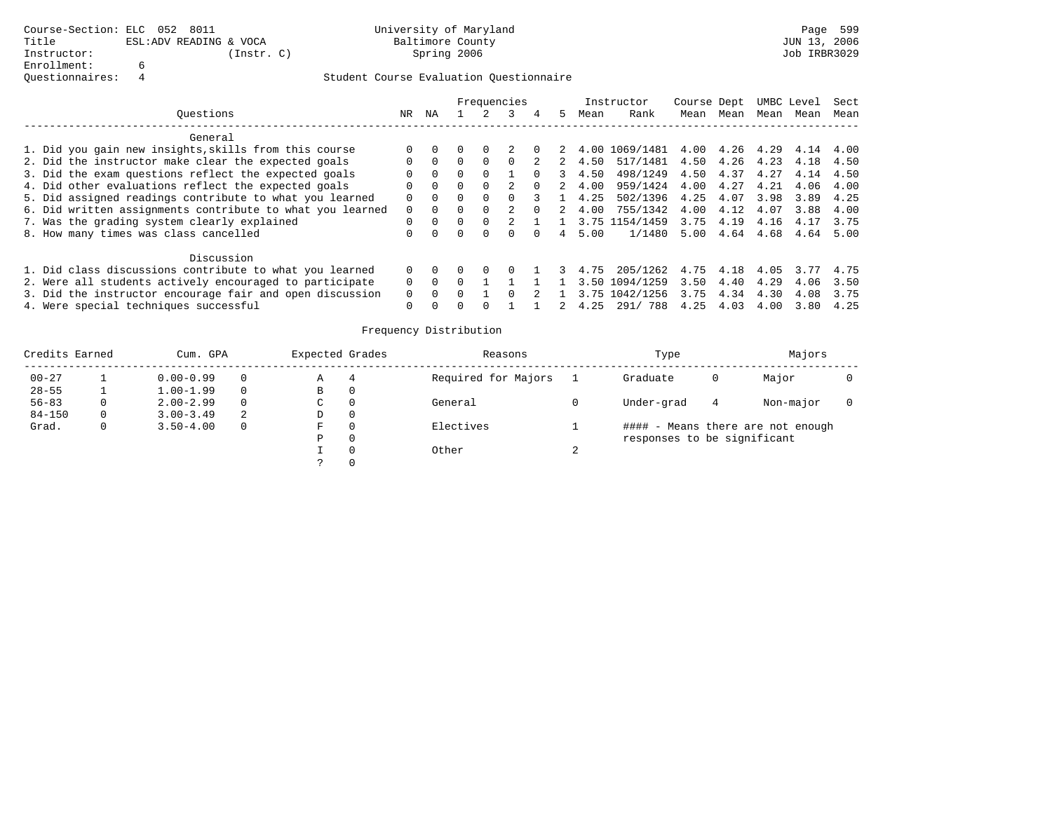Course-Section: ELC 052 8011
Title: ESL:ADV READING & VOCA
Instructor: (Instr. C)
Enrollment: 6
Questionnaires: 4

University of Maryland
Baltimore County
Spring 2006

JUN 13, 2006
Job IRBR3029

## Student Course Evaluation Questionnaire

| Questions | NR | NA | 1 | 2 | 3 | 4 | 5 | Instructor Mean | Instructor Rank | Course Mean | Dept Mean | UMBC Mean | Level Mean | Sect Mean |
|---|---|---|---|---|---|---|---|---|---|---|---|---|---|---|
| **General** | | | | | | | | | | | | | | |
| 1. Did you gain new insights,skills from this course | 0 | 0 | 0 | 0 | 2 | 0 | 2 | 4.00 | 1069/1481 | 4.00 | 4.26 | 4.29 | 4.14 | 4.00 |
| 2. Did the instructor make clear the expected goals | 0 | 0 | 0 | 0 | 0 | 2 | 2 | 4.50 | 517/1481 | 4.50 | 4.26 | 4.23 | 4.18 | 4.50 |
| 3. Did the exam questions reflect the expected goals | 0 | 0 | 0 | 0 | 1 | 0 | 3 | 4.50 | 498/1249 | 4.50 | 4.37 | 4.27 | 4.14 | 4.50 |
| 4. Did other evaluations reflect the expected goals | 0 | 0 | 0 | 0 | 2 | 0 | 2 | 4.00 | 959/1424 | 4.00 | 4.27 | 4.21 | 4.06 | 4.00 |
| 5. Did assigned readings contribute to what you learned | 0 | 0 | 0 | 0 | 0 | 3 | 1 | 4.25 | 502/1396 | 4.25 | 4.07 | 3.98 | 3.89 | 4.25 |
| 6. Did written assignments contribute to what you learned | 0 | 0 | 0 | 0 | 2 | 0 | 2 | 4.00 | 755/1342 | 4.00 | 4.12 | 4.07 | 3.88 | 4.00 |
| 7. Was the grading system clearly explained | 0 | 0 | 0 | 0 | 2 | 1 | 1 | 3.75 | 1154/1459 | 3.75 | 4.19 | 4.16 | 4.17 | 3.75 |
| 8. How many times was class cancelled | 0 | 0 | 0 | 0 | 0 | 0 | 4 | 5.00 | 1/1480 | 5.00 | 4.64 | 4.68 | 4.64 | 5.00 |
| **Discussion** | | | | | | | | | | | | | | |
| 1. Did class discussions contribute to what you learned | 0 | 0 | 0 | 0 | 0 | 1 | 3 | 4.75 | 205/1262 | 4.75 | 4.18 | 4.05 | 3.77 | 4.75 |
| 2. Were all students actively encouraged to participate | 0 | 0 | 0 | 1 | 1 | 1 | 1 | 3.50 | 1094/1259 | 3.50 | 4.40 | 4.29 | 4.06 | 3.50 |
| 3. Did the instructor encourage fair and open discussion | 0 | 0 | 0 | 1 | 0 | 2 | 1 | 3.75 | 1042/1256 | 3.75 | 4.34 | 4.30 | 4.08 | 3.75 |
| 4. Were special techniques successful | 0 | 0 | 0 | 0 | 1 | 1 | 2 | 4.25 | 291/ 788 | 4.25 | 4.03 | 4.00 | 3.80 | 4.25 |

## Frequency Distribution

| Credits Earned | | Cum. GPA | | Expected Grades | | Reasons | | Type | | Majors | |
|---|---|---|---|---|---|---|---|---|---|---|---|
| 00-27 | 1 | 0.00-0.99 | 0 | A | 4 | Required for Majors | 1 | Graduate | 0 | Major | 0 |
| 28-55 | 1 | 1.00-1.99 | 0 | B | 0 | | | | | | |
| 56-83 | 0 | 2.00-2.99 | 0 | C | 0 | General | 0 | Under-grad | 4 | Non-major | 0 |
| 84-150 | 0 | 3.00-3.49 | 2 | D | 0 | | | | | | |
| Grad. | 0 | 3.50-4.00 | 0 | F | 0 | Electives | 1 | | | | |
| | | | | P | 0 | | | | | | |
| | | | | I | 0 | Other | 2 | | | | |
| | | | | ? | 0 | | | | | | |

#### - Means there are not enough responses to be significant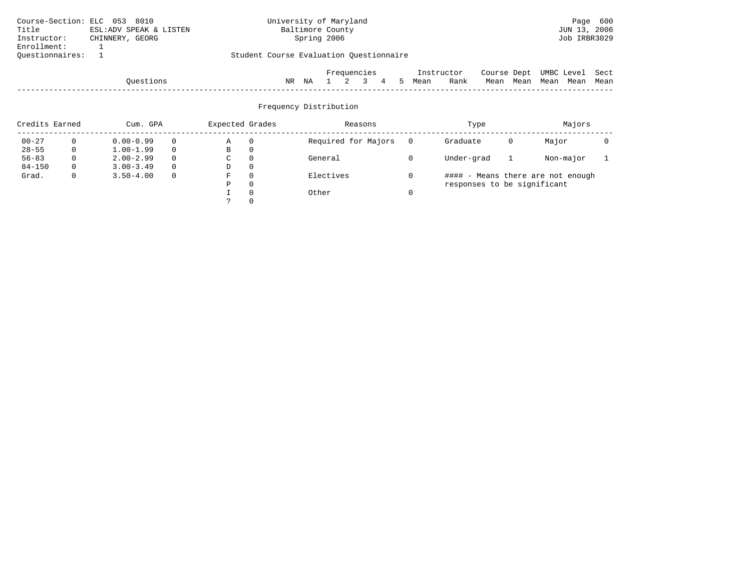Course-Section: ELC 053 8010
Title: ESL:ADV SPEAK & LISTEN
Instructor: CHINNERY, GEORG
Enrollment: 1
Questionnaires: 1

University of Maryland
Baltimore County
Spring 2006

Student Course Evaluation Questionnaire

JUN 13, 2006
Job IRBR3029

| Questions | NR | NA | Frequencies 1 | 2 | 3 | 4 | 5 | Instructor Mean | Rank | Course Mean | Dept Mean | UMBC Mean | Level Mean | Sect Mean |
|---|---|---|---|---|---|---|---|---|---|---|---|---|---|---|

## Frequency Distribution

| Credits Earned | | Cum. GPA | | Expected Grades | | Reasons | | Type | | Majors | |
|---|---|---|---|---|---|---|---|---|---|---|---|
| 00-27 | 0 | 0.00-0.99 | 0 | A | 0 | Required for Majors | 0 | Graduate | 0 | Major | 0 |
| 28-55 | 0 | 1.00-1.99 | 0 | B | 0 | | | | | | |
| 56-83 | 0 | 2.00-2.99 | 0 | C | 0 | General | 0 | Under-grad | 1 | Non-major | 1 |
| 84-150 | 0 | 3.00-3.49 | 0 | D | 0 | | | | | | |
| Grad. | 0 | 3.50-4.00 | 0 | F | 0 | Electives | 0 | #### - Means there are not enough responses to be significant | | | |
| | | | | P | 0 | | | | | | |
| | | | | I | 0 | Other | 0 | | | | |
| | | | | ? | 0 | | | | | | |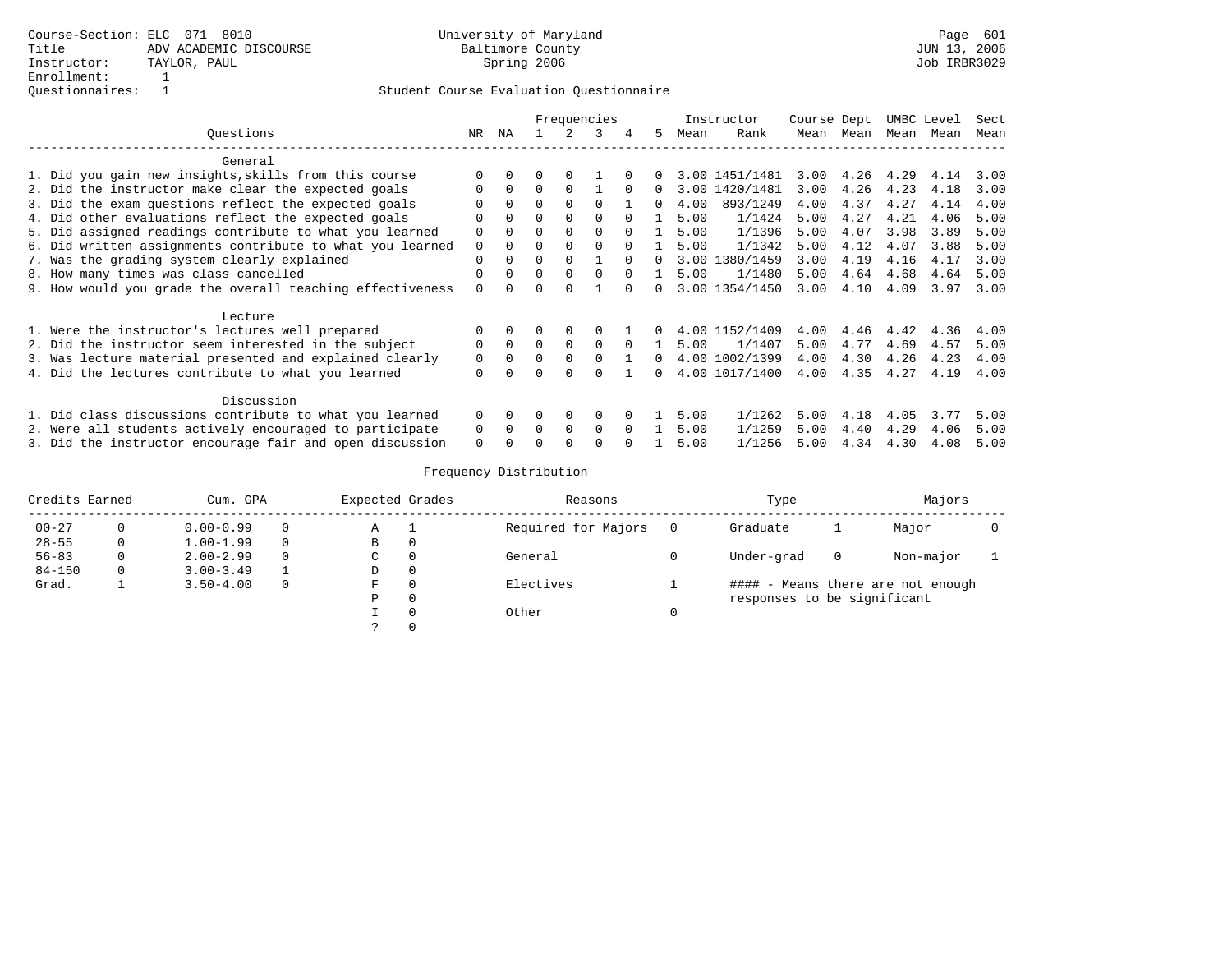Course-Section: ELC 071 8010
Title: ADV ACADEMIC DISCOURSE
Instructor: TAYLOR, PAUL
Enrollment: 1
Questionnaires: 1

University of Maryland
Baltimore County
Spring 2006

JUN 13, 2006
Job IRBR3029

## Student Course Evaluation Questionnaire

| Questions | NR | NA | 1 | 2 | 3 | 4 | 5 | Instructor Mean | Instructor Rank | Course Mean | Dept Mean | UMBC Mean | Level Mean | Sect Mean |
|---|---|---|---|---|---|---|---|---|---|---|---|---|---|---|
| **General** | | | | | | | | | | | | | | |
| 1. Did you gain new insights,skills from this course | 0 | 0 | 0 | 0 | 1 | 0 | 0 | 3.00 | 1451/1481 | 3.00 | 4.26 | 4.29 | 4.14 | 3.00 |
| 2. Did the instructor make clear the expected goals | 0 | 0 | 0 | 0 | 1 | 0 | 0 | 3.00 | 1420/1481 | 3.00 | 4.26 | 4.23 | 4.18 | 3.00 |
| 3. Did the exam questions reflect the expected goals | 0 | 0 | 0 | 0 | 0 | 1 | 0 | 4.00 | 893/1249 | 4.00 | 4.37 | 4.27 | 4.14 | 4.00 |
| 4. Did other evaluations reflect the expected goals | 0 | 0 | 0 | 0 | 0 | 0 | 1 | 5.00 | 1/1424 | 5.00 | 4.27 | 4.21 | 4.06 | 5.00 |
| 5. Did assigned readings contribute to what you learned | 0 | 0 | 0 | 0 | 0 | 0 | 1 | 5.00 | 1/1396 | 5.00 | 4.07 | 3.98 | 3.89 | 5.00 |
| 6. Did written assignments contribute to what you learned | 0 | 0 | 0 | 0 | 0 | 0 | 1 | 5.00 | 1/1342 | 5.00 | 4.12 | 4.07 | 3.88 | 5.00 |
| 7. Was the grading system clearly explained | 0 | 0 | 0 | 0 | 1 | 0 | 0 | 3.00 | 1380/1459 | 3.00 | 4.19 | 4.16 | 4.17 | 3.00 |
| 8. How many times was class cancelled | 0 | 0 | 0 | 0 | 0 | 0 | 1 | 5.00 | 1/1480 | 5.00 | 4.64 | 4.68 | 4.64 | 5.00 |
| 9. How would you grade the overall teaching effectiveness | 0 | 0 | 0 | 0 | 1 | 0 | 0 | 3.00 | 1354/1450 | 3.00 | 4.10 | 4.09 | 3.97 | 3.00 |
| **Lecture** | | | | | | | | | | | | | | |
| 1. Were the instructor's lectures well prepared | 0 | 0 | 0 | 0 | 0 | 1 | 0 | 4.00 | 1152/1409 | 4.00 | 4.46 | 4.42 | 4.36 | 4.00 |
| 2. Did the instructor seem interested in the subject | 0 | 0 | 0 | 0 | 0 | 0 | 1 | 5.00 | 1/1407 | 5.00 | 4.77 | 4.69 | 4.57 | 5.00 |
| 3. Was lecture material presented and explained clearly | 0 | 0 | 0 | 0 | 0 | 1 | 0 | 4.00 | 1002/1399 | 4.00 | 4.30 | 4.26 | 4.23 | 4.00 |
| 4. Did the lectures contribute to what you learned | 0 | 0 | 0 | 0 | 0 | 1 | 0 | 4.00 | 1017/1400 | 4.00 | 4.35 | 4.27 | 4.19 | 4.00 |
| **Discussion** | | | | | | | | | | | | | | |
| 1. Did class discussions contribute to what you learned | 0 | 0 | 0 | 0 | 0 | 0 | 1 | 5.00 | 1/1262 | 5.00 | 4.18 | 4.05 | 3.77 | 5.00 |
| 2. Were all students actively encouraged to participate | 0 | 0 | 0 | 0 | 0 | 0 | 1 | 5.00 | 1/1259 | 5.00 | 4.40 | 4.29 | 4.06 | 5.00 |
| 3. Did the instructor encourage fair and open discussion | 0 | 0 | 0 | 0 | 0 | 0 | 1 | 5.00 | 1/1256 | 5.00 | 4.34 | 4.30 | 4.08 | 5.00 |

## Frequency Distribution

| Credits Earned | | Cum. GPA | | Expected Grades | | Reasons | | Type | | Majors | |
|---|---|---|---|---|---|---|---|---|---|---|---|
| 00-27 | 0 | 0.00-0.99 | 0 | A | 1 | Required for Majors | 0 | Graduate | 1 | Major | 0 |
| 28-55 | 0 | 1.00-1.99 | 0 | B | 0 | | | | | | |
| 56-83 | 0 | 2.00-2.99 | 0 | C | 0 | General | 0 | Under-grad | 0 | Non-major | 1 |
| 84-150 | 0 | 3.00-3.49 | 1 | D | 0 | | | | | | |
| Grad. | 1 | 3.50-4.00 | 0 | F | 0 | Electives | 1 | | | | |
| | | | | P | 0 | | | | | | |
| | | | | I | 0 | Other | 0 | | | | |
| | | | | ? | 0 | | | | | | |

#### - Means there are not enough responses to be significant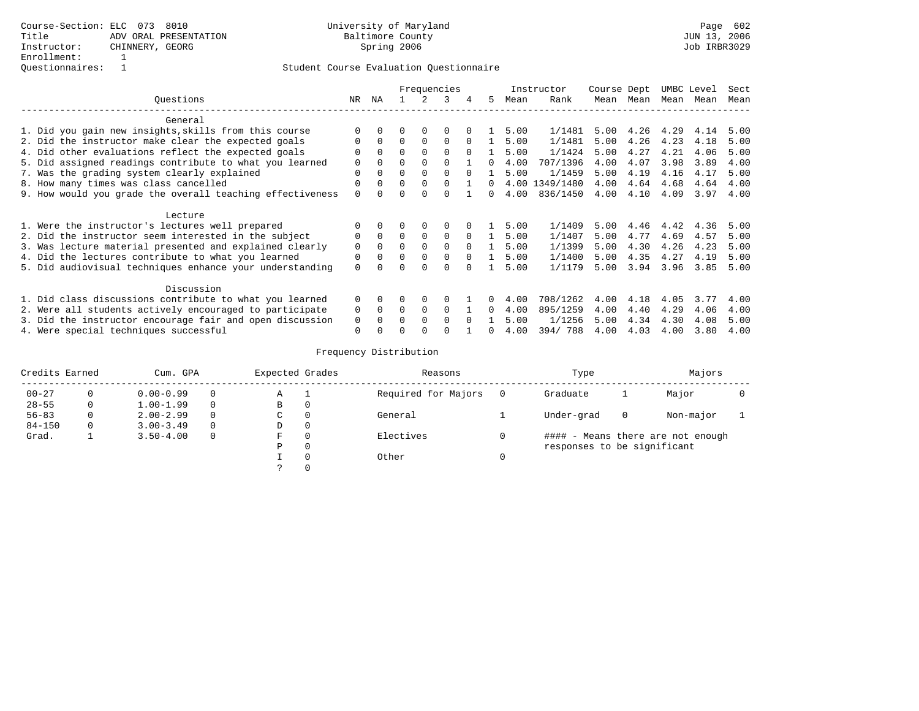Course-Section: ELC 073 8010
Title: ADV ORAL PRESENTATION
Instructor: CHINNERY, GEORG
Enrollment: 1
Questionnaires: 1

University of Maryland
Baltimore County
Spring 2006

Page 602
JUN 13, 2006
Job IRBR3029

Student Course Evaluation Questionnaire

| Questions | NR | NA | 1 | 2 | 3 | 4 | 5 | Instructor Mean | Rank | Course Mean | Dept Mean | UMBC Mean | Level Mean | Sect Mean |
|---|---|---|---|---|---|---|---|---|---|---|---|---|---|---|
| **General** | | | | | | | | | | | | | | |
| 1. Did you gain new insights,skills from this course | 0 | 0 | 0 | 0 | 0 | 0 | 1 | 5.00 | 1/1481 | 5.00 | 4.26 | 4.29 | 4.14 | 5.00 |
| 2. Did the instructor make clear the expected goals | 0 | 0 | 0 | 0 | 0 | 0 | 1 | 5.00 | 1/1481 | 5.00 | 4.26 | 4.23 | 4.18 | 5.00 |
| 4. Did other evaluations reflect the expected goals | 0 | 0 | 0 | 0 | 0 | 0 | 1 | 5.00 | 1/1424 | 5.00 | 4.27 | 4.21 | 4.06 | 5.00 |
| 5. Did assigned readings contribute to what you learned | 0 | 0 | 0 | 0 | 0 | 1 | 0 | 4.00 | 707/1396 | 4.00 | 4.07 | 3.98 | 3.89 | 4.00 |
| 7. Was the grading system clearly explained | 0 | 0 | 0 | 0 | 0 | 0 | 1 | 5.00 | 1/1459 | 5.00 | 4.19 | 4.16 | 4.17 | 5.00 |
| 8. How many times was class cancelled | 0 | 0 | 0 | 0 | 0 | 1 | 0 | 4.00 | 1349/1480 | 4.00 | 4.64 | 4.68 | 4.64 | 4.00 |
| 9. How would you grade the overall teaching effectiveness | 0 | 0 | 0 | 0 | 0 | 1 | 0 | 4.00 | 836/1450 | 4.00 | 4.10 | 4.09 | 3.97 | 4.00 |
| **Lecture** | | | | | | | | | | | | | | |
| 1. Were the instructor's lectures well prepared | 0 | 0 | 0 | 0 | 0 | 0 | 1 | 5.00 | 1/1409 | 5.00 | 4.46 | 4.42 | 4.36 | 5.00 |
| 2. Did the instructor seem interested in the subject | 0 | 0 | 0 | 0 | 0 | 0 | 1 | 5.00 | 1/1407 | 5.00 | 4.77 | 4.69 | 4.57 | 5.00 |
| 3. Was lecture material presented and explained clearly | 0 | 0 | 0 | 0 | 0 | 0 | 1 | 5.00 | 1/1399 | 5.00 | 4.30 | 4.26 | 4.23 | 5.00 |
| 4. Did the lectures contribute to what you learned | 0 | 0 | 0 | 0 | 0 | 0 | 1 | 5.00 | 1/1400 | 5.00 | 4.35 | 4.27 | 4.19 | 5.00 |
| 5. Did audiovisual techniques enhance your understanding | 0 | 0 | 0 | 0 | 0 | 0 | 1 | 5.00 | 1/1179 | 5.00 | 3.94 | 3.96 | 3.85 | 5.00 |
| **Discussion** | | | | | | | | | | | | | | |
| 1. Did class discussions contribute to what you learned | 0 | 0 | 0 | 0 | 0 | 1 | 0 | 4.00 | 708/1262 | 4.00 | 4.18 | 4.05 | 3.77 | 4.00 |
| 2. Were all students actively encouraged to participate | 0 | 0 | 0 | 0 | 0 | 1 | 0 | 4.00 | 895/1259 | 4.00 | 4.40 | 4.29 | 4.06 | 4.00 |
| 3. Did the instructor encourage fair and open discussion | 0 | 0 | 0 | 0 | 0 | 0 | 1 | 5.00 | 1/1256 | 5.00 | 4.34 | 4.30 | 4.08 | 5.00 |
| 4. Were special techniques successful | 0 | 0 | 0 | 0 | 0 | 1 | 0 | 4.00 | 394/ 788 | 4.00 | 4.03 | 4.00 | 3.80 | 4.00 |

Frequency Distribution

| Credits Earned | | Cum. GPA | | Expected Grades | | Reasons | | Type | | Majors | |
|---|---|---|---|---|---|---|---|---|---|---|---|
| 00-27 | 0 | 0.00-0.99 | 0 | A | 1 | Required for Majors | 0 | Graduate | 1 | Major | 0 |
| 28-55 | 0 | 1.00-1.99 | 0 | B | 0 | | | | | | |
| 56-83 | 0 | 2.00-2.99 | 0 | C | 0 | General | 1 | Under-grad | 0 | Non-major | 1 |
| 84-150 | 0 | 3.00-3.49 | 0 | D | 0 | | | | | | |
| Grad. | 1 | 3.50-4.00 | 0 | F | 0 | Electives | 0 | | | | |
| | | | | P | 0 | | | | | | |
| | | | | I | 0 | Other | 0 | | | | |
| | | | | ? | 0 | | | | | | |

#### - Means there are not enough responses to be significant